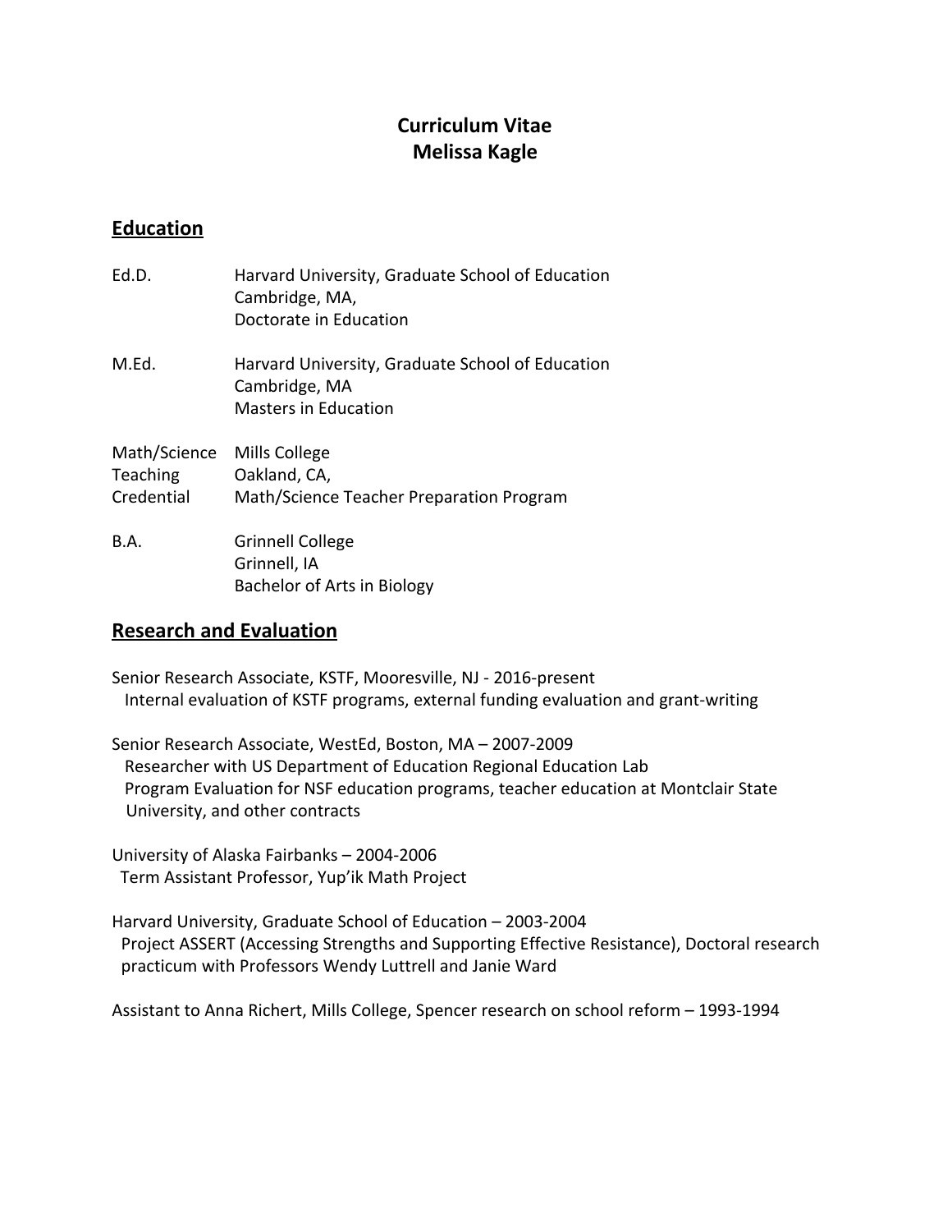# Curriculum Vitae
# Melissa Kagle

## Education

Ed.D. Harvard University, Graduate School of Education
Cambridge, MA,
Doctorate in Education

M.Ed. Harvard University, Graduate School of Education
Cambridge, MA
Masters in Education

Math/Science Teaching Credential Mills College
Oakland, CA,
Math/Science Teacher Preparation Program

B.A. Grinnell College
Grinnell, IA
Bachelor of Arts in Biology

## Research and Evaluation

Senior Research Associate, KSTF, Mooresville, NJ - 2016-present
Internal evaluation of KSTF programs, external funding evaluation and grant-writing

Senior Research Associate, WestEd, Boston, MA – 2007-2009
Researcher with US Department of Education Regional Education Lab
Program Evaluation for NSF education programs, teacher education at Montclair State University, and other contracts

University of Alaska Fairbanks – 2004-2006
Term Assistant Professor, Yup'ik Math Project

Harvard University, Graduate School of Education – 2003-2004
Project ASSERT (Accessing Strengths and Supporting Effective Resistance), Doctoral research practicum with Professors Wendy Luttrell and Janie Ward

Assistant to Anna Richert, Mills College, Spencer research on school reform – 1993-1994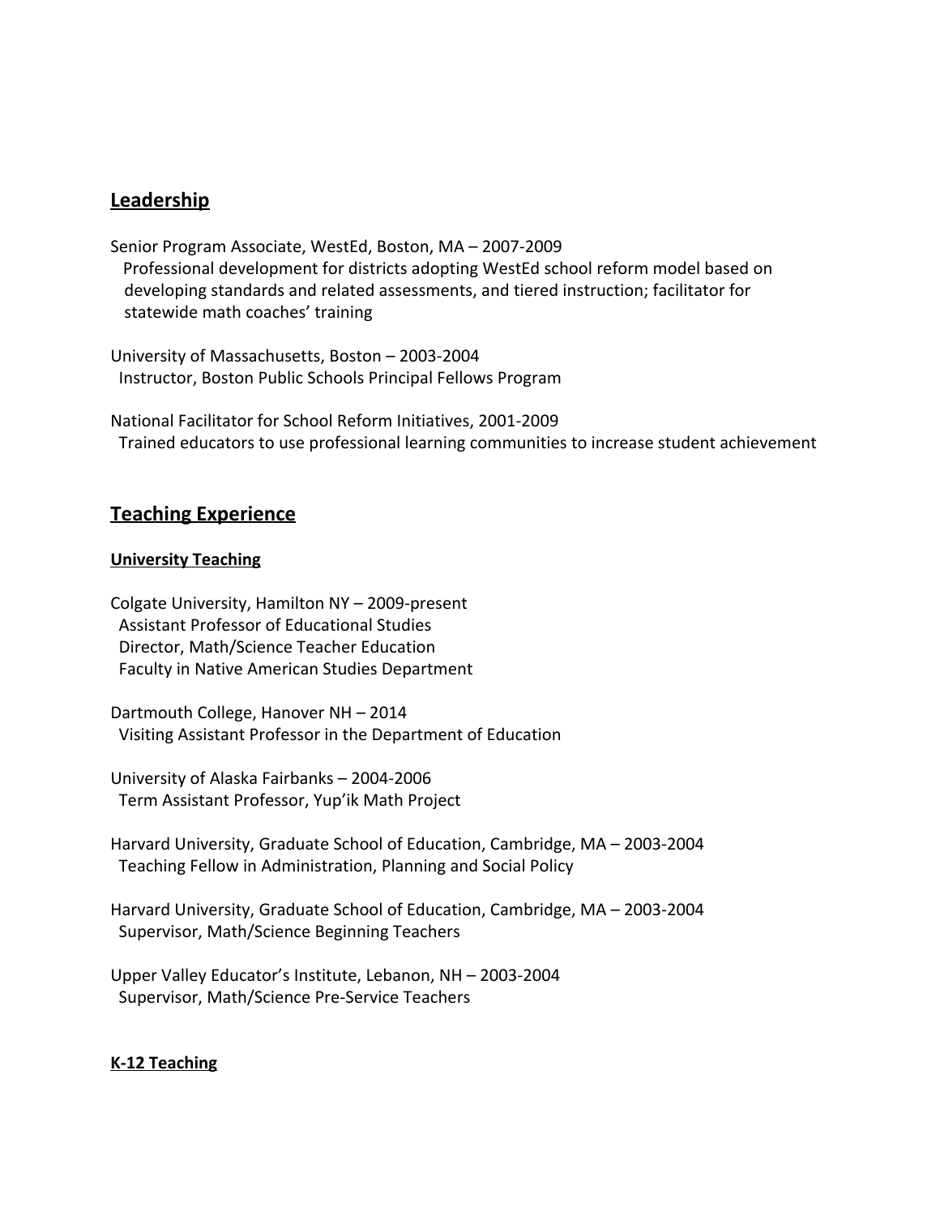## Leadership

Senior Program Associate, WestEd, Boston, MA – 2007-2009
Professional development for districts adopting WestEd school reform model based on developing standards and related assessments, and tiered instruction; facilitator for statewide math coaches' training

University of Massachusetts, Boston – 2003-2004
Instructor, Boston Public Schools Principal Fellows Program

National Facilitator for School Reform Initiatives, 2001-2009
Trained educators to use professional learning communities to increase student achievement

## Teaching Experience

### University Teaching

Colgate University, Hamilton NY – 2009-present
Assistant Professor of Educational Studies
Director, Math/Science Teacher Education
Faculty in Native American Studies Department

Dartmouth College, Hanover NH – 2014
Visiting Assistant Professor in the Department of Education

University of Alaska Fairbanks – 2004-2006
Term Assistant Professor, Yup'ik Math Project

Harvard University, Graduate School of Education, Cambridge, MA – 2003-2004
Teaching Fellow in Administration, Planning and Social Policy

Harvard University, Graduate School of Education, Cambridge, MA – 2003-2004
Supervisor, Math/Science Beginning Teachers

Upper Valley Educator's Institute, Lebanon, NH – 2003-2004
Supervisor, Math/Science Pre-Service Teachers

### K-12 Teaching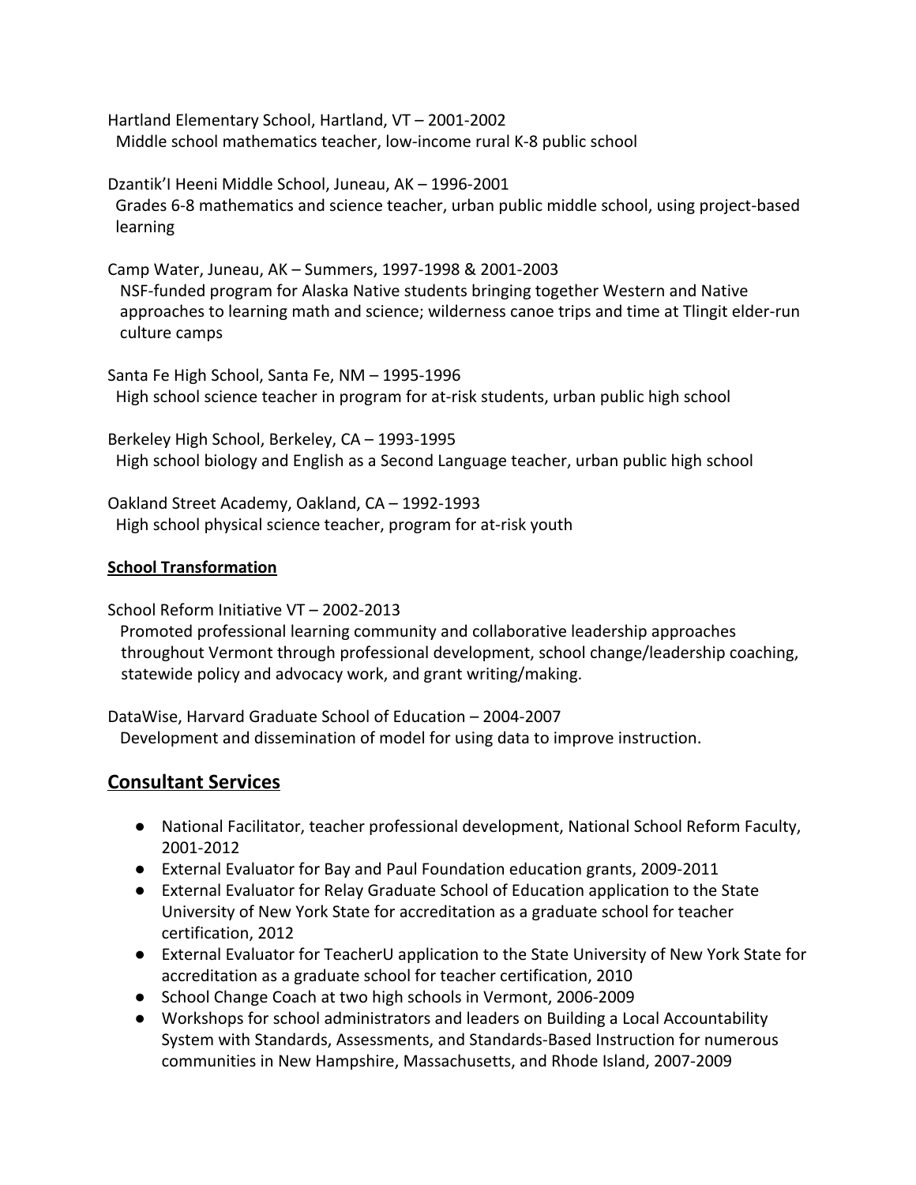Hartland Elementary School, Hartland, VT – 2001-2002
Middle school mathematics teacher, low-income rural K-8 public school

Dzantik'I Heeni Middle School, Juneau, AK – 1996-2001
Grades 6-8 mathematics and science teacher, urban public middle school, using project-based learning

Camp Water, Juneau, AK – Summers, 1997-1998 & 2001-2003
NSF-funded program for Alaska Native students bringing together Western and Native approaches to learning math and science; wilderness canoe trips and time at Tlingit elder-run culture camps

Santa Fe High School, Santa Fe, NM – 1995-1996
High school science teacher in program for at-risk students, urban public high school

Berkeley High School, Berkeley, CA – 1993-1995
High school biology and English as a Second Language teacher, urban public high school

Oakland Street Academy, Oakland, CA – 1992-1993
High school physical science teacher, program for at-risk youth

**School Transformation**

School Reform Initiative VT – 2002-2013
Promoted professional learning community and collaborative leadership approaches throughout Vermont through professional development, school change/leadership coaching, statewide policy and advocacy work, and grant writing/making.

DataWise, Harvard Graduate School of Education – 2004-2007
Development and dissemination of model for using data to improve instruction.

## Consultant Services

- National Facilitator, teacher professional development, National School Reform Faculty, 2001-2012
- External Evaluator for Bay and Paul Foundation education grants, 2009-2011
- External Evaluator for Relay Graduate School of Education application to the State University of New York State for accreditation as a graduate school for teacher certification, 2012
- External Evaluator for TeacherU application to the State University of New York State for accreditation as a graduate school for teacher certification, 2010
- School Change Coach at two high schools in Vermont, 2006-2009
- Workshops for school administrators and leaders on Building a Local Accountability System with Standards, Assessments, and Standards-Based Instruction for numerous communities in New Hampshire, Massachusetts, and Rhode Island, 2007-2009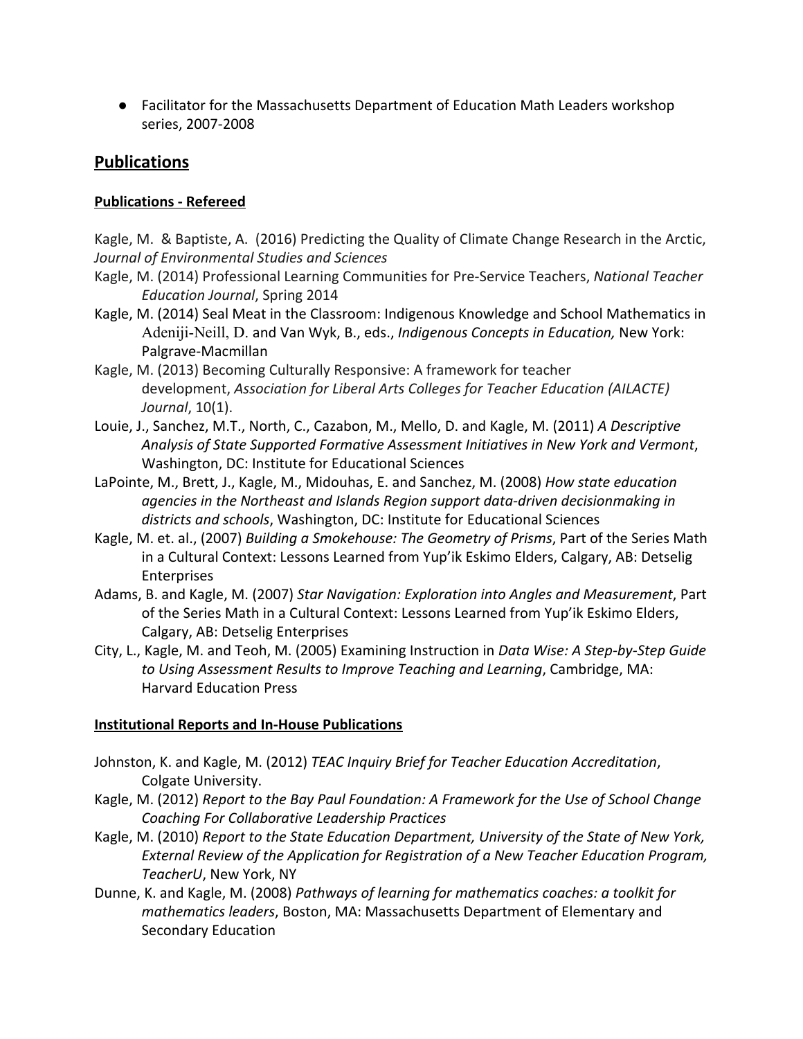- Facilitator for the Massachusetts Department of Education Math Leaders workshop series, 2007-2008

## Publications

### Publications - Refereed

Kagle, M. & Baptiste, A. (2016) Predicting the Quality of Climate Change Research in the Arctic, *Journal of Environmental Studies and Sciences*

Kagle, M. (2014) Professional Learning Communities for Pre-Service Teachers, *National Teacher Education Journal*, Spring 2014

Kagle, M. (2014) Seal Meat in the Classroom: Indigenous Knowledge and School Mathematics in Adeniji-Neill, D. and Van Wyk, B., eds., *Indigenous Concepts in Education,* New York: Palgrave-Macmillan

Kagle, M. (2013) Becoming Culturally Responsive: A framework for teacher development, *Association for Liberal Arts Colleges for Teacher Education (AILACTE) Journal*, 10(1).

Louie, J., Sanchez, M.T., North, C., Cazabon, M., Mello, D. and Kagle, M. (2011) *A Descriptive Analysis of State Supported Formative Assessment Initiatives in New York and Vermont*, Washington, DC: Institute for Educational Sciences

LaPointe, M., Brett, J., Kagle, M., Midouhas, E. and Sanchez, M. (2008) *How state education agencies in the Northeast and Islands Region support data-driven decisionmaking in districts and schools*, Washington, DC: Institute for Educational Sciences

Kagle, M. et. al., (2007) *Building a Smokehouse: The Geometry of Prisms*, Part of the Series Math in a Cultural Context: Lessons Learned from Yup'ik Eskimo Elders, Calgary, AB: Detselig Enterprises

Adams, B. and Kagle, M. (2007) *Star Navigation: Exploration into Angles and Measurement*, Part of the Series Math in a Cultural Context: Lessons Learned from Yup'ik Eskimo Elders, Calgary, AB: Detselig Enterprises

City, L., Kagle, M. and Teoh, M. (2005) Examining Instruction in *Data Wise: A Step-by-Step Guide to Using Assessment Results to Improve Teaching and Learning*, Cambridge, MA: Harvard Education Press

### Institutional Reports and In-House Publications

Johnston, K. and Kagle, M. (2012) *TEAC Inquiry Brief for Teacher Education Accreditation*, Colgate University.

Kagle, M. (2012) *Report to the Bay Paul Foundation: A Framework for the Use of School Change Coaching For Collaborative Leadership Practices*

Kagle, M. (2010) *Report to the State Education Department, University of the State of New York, External Review of the Application for Registration of a New Teacher Education Program, TeacherU*, New York, NY

Dunne, K. and Kagle, M. (2008) *Pathways of learning for mathematics coaches: a toolkit for mathematics leaders*, Boston, MA: Massachusetts Department of Elementary and Secondary Education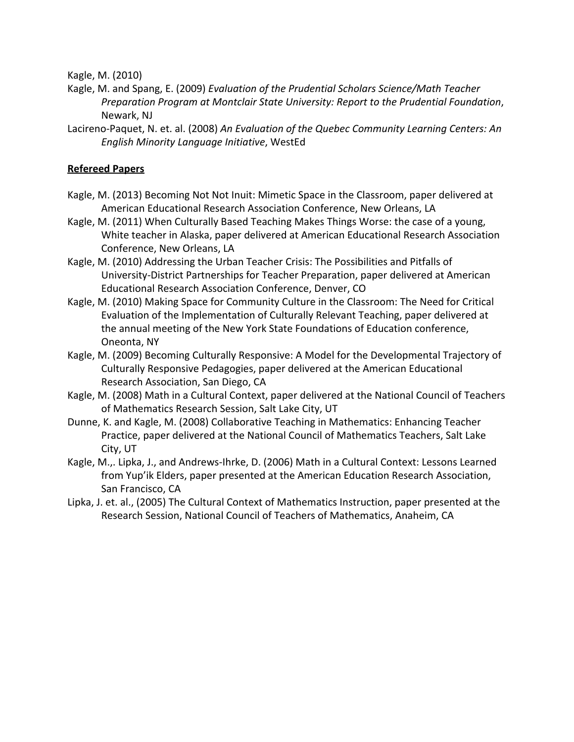Kagle, M. (2010)

Kagle, M. and Spang, E. (2009) *Evaluation of the Prudential Scholars Science/Math Teacher Preparation Program at Montclair State University: Report to the Prudential Foundation*, Newark, NJ

Lacireno-Paquet, N. et. al. (2008) *An Evaluation of the Quebec Community Learning Centers: An English Minority Language Initiative*, WestEd

**Refereed Papers**

Kagle, M. (2013) Becoming Not Not Inuit: Mimetic Space in the Classroom, paper delivered at American Educational Research Association Conference, New Orleans, LA

Kagle, M. (2011) When Culturally Based Teaching Makes Things Worse: the case of a young, White teacher in Alaska, paper delivered at American Educational Research Association Conference, New Orleans, LA

Kagle, M. (2010) Addressing the Urban Teacher Crisis: The Possibilities and Pitfalls of University-District Partnerships for Teacher Preparation, paper delivered at American Educational Research Association Conference, Denver, CO

Kagle, M. (2010) Making Space for Community Culture in the Classroom: The Need for Critical Evaluation of the Implementation of Culturally Relevant Teaching, paper delivered at the annual meeting of the New York State Foundations of Education conference, Oneonta, NY

Kagle, M. (2009) Becoming Culturally Responsive: A Model for the Developmental Trajectory of Culturally Responsive Pedagogies, paper delivered at the American Educational Research Association, San Diego, CA

Kagle, M. (2008) Math in a Cultural Context, paper delivered at the National Council of Teachers of Mathematics Research Session, Salt Lake City, UT

Dunne, K. and Kagle, M. (2008) Collaborative Teaching in Mathematics: Enhancing Teacher Practice, paper delivered at the National Council of Mathematics Teachers, Salt Lake City, UT

Kagle, M.,. Lipka, J., and Andrews-Ihrke, D. (2006) Math in a Cultural Context: Lessons Learned from Yup'ik Elders, paper presented at the American Education Research Association, San Francisco, CA

Lipka, J. et. al., (2005) The Cultural Context of Mathematics Instruction, paper presented at the Research Session, National Council of Teachers of Mathematics, Anaheim, CA